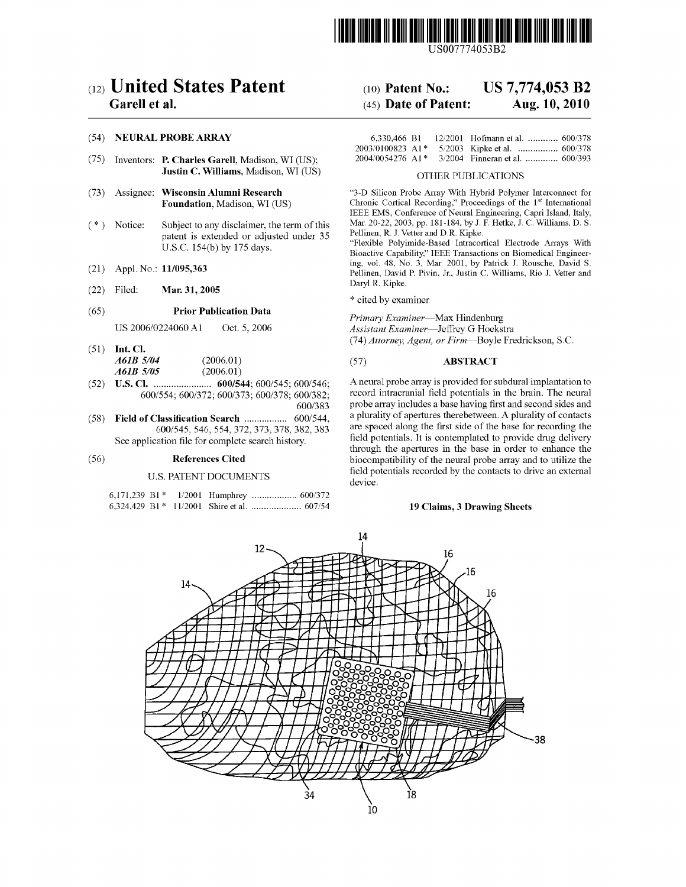US007774053B2

# (12) United States Patent
**Garell et al.**

(10) **Patent No.: US 7,774,053 B2**

(45) **Date of Patent: Aug. 10, 2010**

(54) **NEURAL PROBE ARRAY**

(75) Inventors: **P. Charles Garell**, Madison, WI (US); **Justin C. Williams**, Madison, WI (US)

(73) Assignee: **Wisconsin Alumni Research Foundation**, Madison, WI (US)

(*) Notice: Subject to any disclaimer, the term of this patent is extended or adjusted under 35 U.S.C. 154(b) by 175 days.

(21) Appl. No.: **11/095,363**

(22) Filed: **Mar. 31, 2005**

(65) **Prior Publication Data**

US 2006/0224060 A1 Oct. 5, 2006

(51) **Int. Cl.**
*A61B 5/04* (2006.01)
*A61B 5/05* (2006.01)

(52) **U.S. Cl.** ........................ **600/544**; 600/545; 600/546; 600/554; 600/372; 600/373; 600/378; 600/382; 600/383

(58) **Field of Classification Search** ................. 600/544, 600/545, 546, 554, 372, 373, 378, 382, 383
See application file for complete search history.

(56) **References Cited**

U.S. PATENT DOCUMENTS

6,171,239 B1 * 1/2001 Humphrey .................. 600/372
6,324,429 B1 * 11/2001 Shire et al. .................... 607/54
6,330,466 B1 12/2001 Hofmann et al. ............ 600/378
2003/0100823 A1 * 5/2003 Kipke et al. ................ 600/378
2004/0054276 A1 * 3/2004 Finneran et al. ............. 600/393

OTHER PUBLICATIONS

"3-D Silicon Probe Array With Hybrid Polymer Interconnect for Chronic Cortical Recording," Proceedings of the 1st International IEEE EMS, Conference of Neural Engineering, Capri Island, Italy, Mar. 20-22, 2003, pp. 181-184, by J. F. Hetke, J. C. Williams, D. S. Pellinen, R. J. Vetter and D.R. Kipke.

"Flexible Polyimide-Based Intracortical Electrode Arrays With Bioactive Capability," IEEE Transactions on Biomedical Engineering, vol. 48, No. 3, Mar. 2001, by Patrick J. Rousche, David S. Pellinen, David P. Pivin, Jr., Justin C. Williams, Rio J. Vetter and Daryl R. Kipke.

\* cited by examiner

*Primary Examiner*—Max Hindenburg
*Assistant Examiner*—Jeffrey G Hoekstra
(74) *Attorney, Agent, or Firm*—Boyle Fredrickson, S.C.

(57) **ABSTRACT**

A neural probe array is provided for subdural implantation to record intracranial field potentials in the brain. The neural probe array includes a base having first and second sides and a plurality of apertures therebetween. A plurality of contacts are spaced along the first side of the base for recording the field potentials. It is contemplated to provide drug delivery through the apertures in the base in order to enhance the biocompatibility of the neural probe array and to utilize the field potentials recorded by the contacts to drive an external device.

**19 Claims, 3 Drawing Sheets**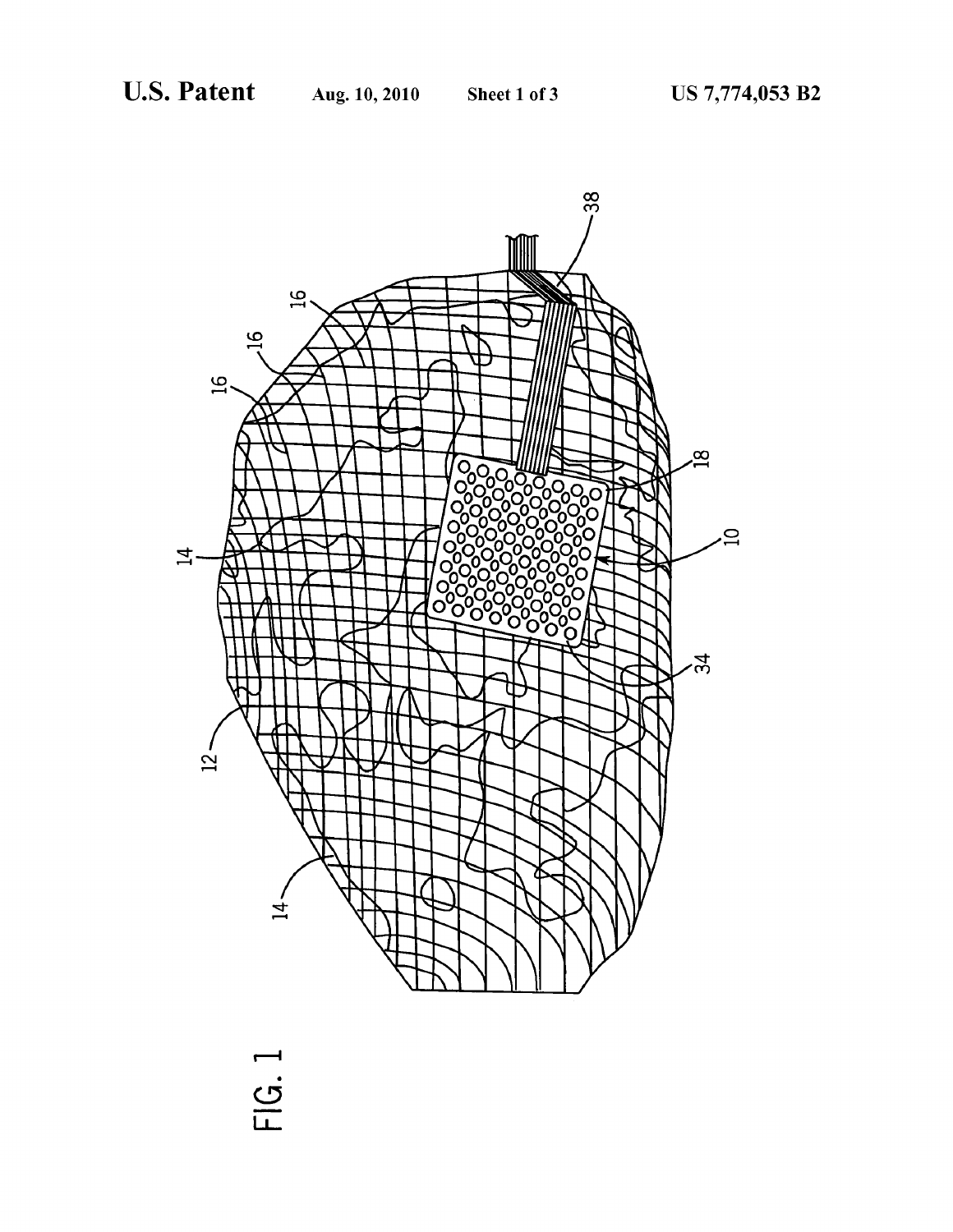FIG. 1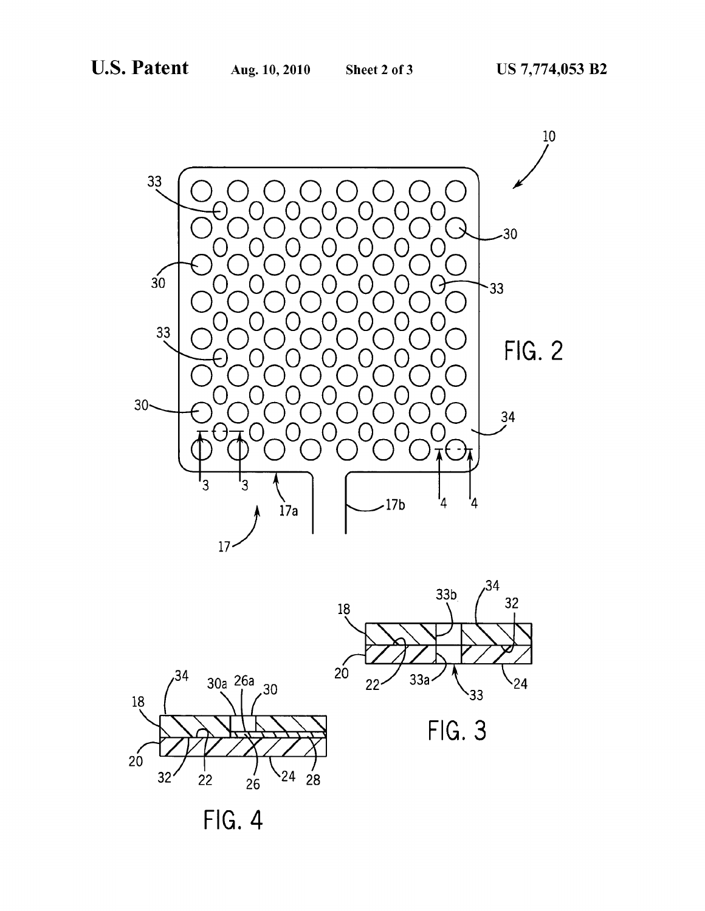FIG. 2

FIG. 3

FIG. 4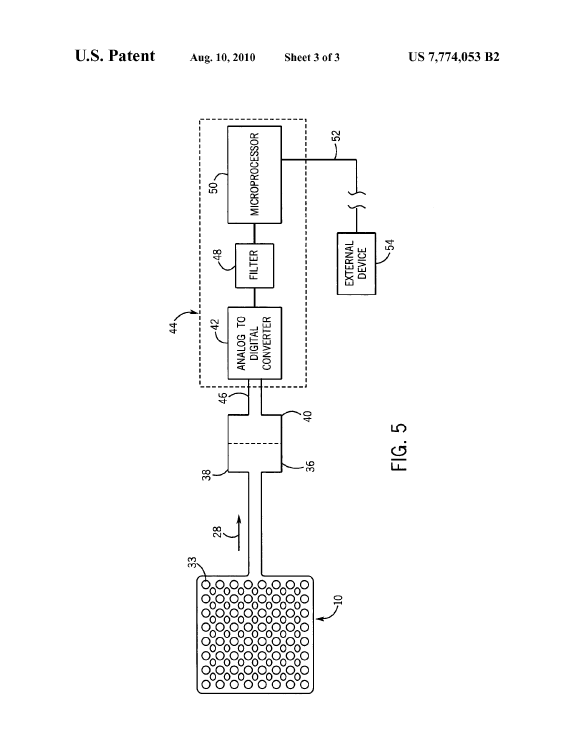FIG. 5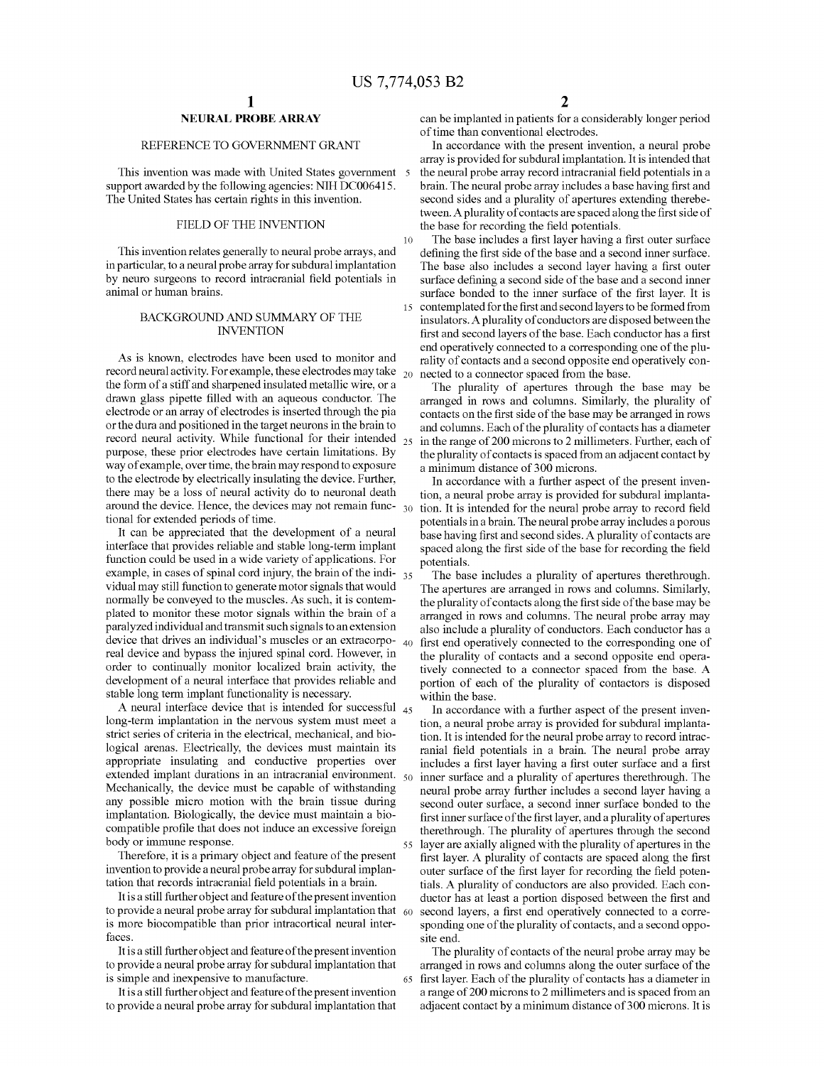# NEURAL PROBE ARRAY

## REFERENCE TO GOVERNMENT GRANT

This invention was made with United States government support awarded by the following agencies: NIH DC006415. The United States has certain rights in this invention.

## FIELD OF THE INVENTION

This invention relates generally to neural probe arrays, and in particular, to a neural probe array for subdural implantation by neuro surgeons to record intracranial field potentials in animal or human brains.

## BACKGROUND AND SUMMARY OF THE INVENTION

As is known, electrodes have been used to monitor and record neural activity. For example, these electrodes may take the form of a stiff and sharpened insulated metallic wire, or a drawn glass pipette filled with an aqueous conductor. The electrode or an array of electrodes is inserted through the pia or the dura and positioned in the target neurons in the brain to record neural activity. While functional for their intended purpose, these prior electrodes have certain limitations. By way of example, over time, the brain may respond to exposure to the electrode by electrically insulating the device. Further, there may be a loss of neural activity do to neuronal death around the device. Hence, the devices may not remain functional for extended periods of time.

It can be appreciated that the development of a neural interface that provides reliable and stable long-term implant function could be used in a wide variety of applications. For example, in cases of spinal cord injury, the brain of the individual may still function to generate motor signals that would normally be conveyed to the muscles. As such, it is contemplated to monitor these motor signals within the brain of a paralyzed individual and transmit such signals to an extension device that drives an individual's muscles or an extracorporeal device and bypass the injured spinal cord. However, in order to continually monitor localized brain activity, the development of a neural interface that provides reliable and stable long term implant functionality is necessary.

A neural interface device that is intended for successful long-term implantation in the nervous system must meet a strict series of criteria in the electrical, mechanical, and biological arenas. Electrically, the devices must maintain its appropriate insulating and conductive properties over extended implant durations in an intracranial environment. Mechanically, the device must be capable of withstanding any possible micro motion with the brain tissue during implantation. Biologically, the device must maintain a biocompatible profile that does not induce an excessive foreign body or immune response.

Therefore, it is a primary object and feature of the present invention to provide a neural probe array for subdural implantation that records intracranial field potentials in a brain.

It is a still further object and feature of the present invention to provide a neural probe array for subdural implantation that is more biocompatible than prior intracortical neural interfaces.

It is a still further object and feature of the present invention to provide a neural probe array for subdural implantation that is simple and inexpensive to manufacture.

It is a still further object and feature of the present invention to provide a neural probe array for subdural implantation that can be implanted in patients for a considerably longer period of time than conventional electrodes.

In accordance with the present invention, a neural probe array is provided for subdural implantation. It is intended that the neural probe array record intracranial field potentials in a brain. The neural probe array includes a base having first and second sides and a plurality of apertures extending therebetween. A plurality of contacts are spaced along the first side of the base for recording the field potentials.

The base includes a first layer having a first outer surface defining the first side of the base and a second inner surface. The base also includes a second layer having a first outer surface defining a second side of the base and a second inner surface bonded to the inner surface of the first layer. It is contemplated for the first and second layers to be formed from insulators. A plurality of conductors are disposed between the first and second layers of the base. Each conductor has a first end operatively connected to a corresponding one of the plurality of contacts and a second opposite end operatively connected to a connector spaced from the base.

The plurality of apertures through the base may be arranged in rows and columns. Similarly, the plurality of contacts on the first side of the base may be arranged in rows and columns. Each of the plurality of contacts has a diameter in the range of 200 microns to 2 millimeters. Further, each of the plurality of contacts is spaced from an adjacent contact by a minimum distance of 300 microns.

In accordance with a further aspect of the present invention, a neural probe array is provided for subdural implantation. It is intended for the neural probe array to record field potentials in a brain. The neural probe array includes a porous base having first and second sides. A plurality of contacts are spaced along the first side of the base for recording the field potentials.

The base includes a plurality of apertures therethrough. The apertures are arranged in rows and columns. Similarly, the plurality of contacts along the first side of the base may be arranged in rows and columns. The neural probe array may also include a plurality of conductors. Each conductor has a first end operatively connected to the corresponding one of the plurality of contacts and a second opposite end operatively connected to a connector spaced from the base. A portion of each of the plurality of contactors is disposed within the base.

In accordance with a further aspect of the present invention, a neural probe array is provided for subdural implantation. It is intended for the neural probe array to record intracranial field potentials in a brain. The neural probe array includes a first layer having a first outer surface and a first inner surface and a plurality of apertures therethrough. The neural probe array further includes a second layer having a second outer surface, a second inner surface bonded to the first inner surface of the first layer, and a plurality of apertures therethrough. The plurality of apertures through the second layer are axially aligned with the plurality of apertures in the first layer. A plurality of contacts are spaced along the first outer surface of the first layer for recording the field potentials. A plurality of conductors are also provided. Each conductor has at least a portion disposed between the first and second layers, a first end operatively connected to a corresponding one of the plurality of contacts, and a second opposite end.

The plurality of contacts of the neural probe array may be arranged in rows and columns along the outer surface of the first layer. Each of the plurality of contacts has a diameter in a range of 200 microns to 2 millimeters and is spaced from an adjacent contact by a minimum distance of 300 microns. It is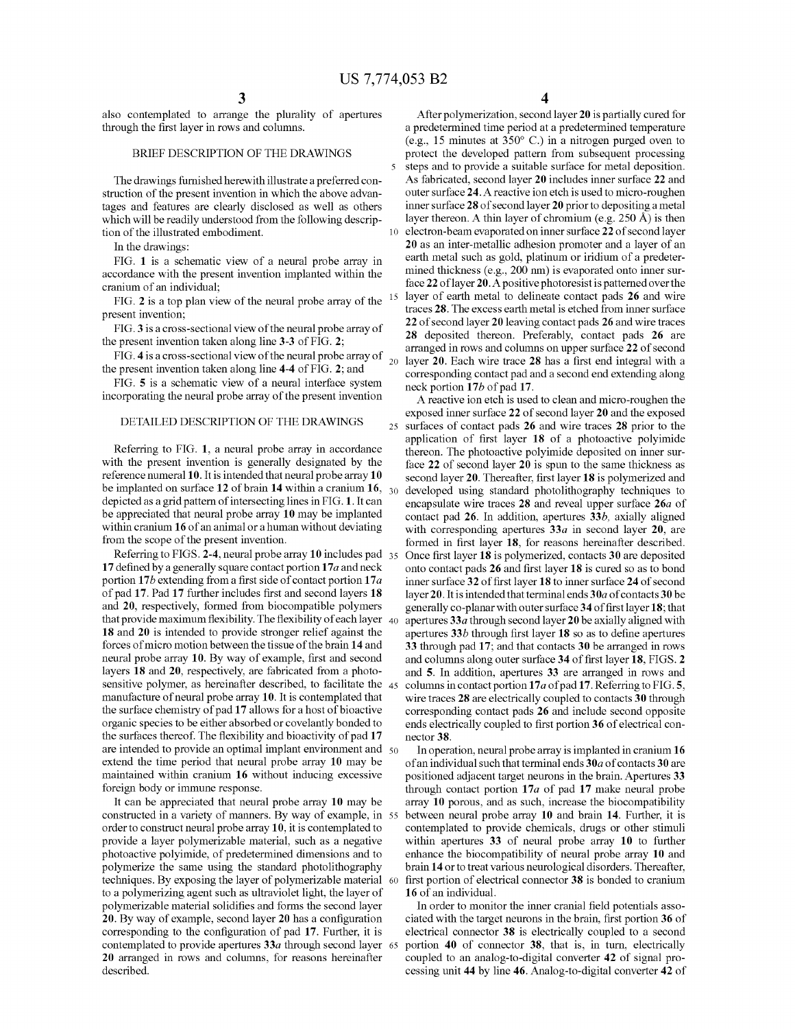also contemplated to arrange the plurality of apertures through the first layer in rows and columns.

## BRIEF DESCRIPTION OF THE DRAWINGS

The drawings furnished herewith illustrate a preferred construction of the present invention in which the above advantages and features are clearly disclosed as well as others which will be readily understood from the following description of the illustrated embodiment.

In the drawings:

FIG. **1** is a schematic view of a neural probe array in accordance with the present invention implanted within the cranium of an individual;

FIG. **2** is a top plan view of the neural probe array of the present invention;

FIG. **3** is a cross-sectional view of the neural probe array of the present invention taken along line **3-3** of FIG. **2**;

FIG. **4** is a cross-sectional view of the neural probe array of the present invention taken along line **4-4** of FIG. **2**; and

FIG. **5** is a schematic view of a neural interface system incorporating the neural probe array of the present invention

## DETAILED DESCRIPTION OF THE DRAWINGS

Referring to FIG. **1**, a neural probe array in accordance with the present invention is generally designated by the reference numeral **10**. It is intended that neural probe array **10** be implanted on surface **12** of brain **14** within a cranium **16**, depicted as a grid pattern of intersecting lines in FIG. **1**. It can be appreciated that neural probe array **10** may be implanted within cranium **16** of an animal or a human without deviating from the scope of the present invention.

Referring to FIGS. **2-4**, neural probe array **10** includes pad **17** defined by a generally square contact portion **17***a* and neck portion **17***b* extending from a first side of contact portion **17***a* of pad **17**. Pad **17** further includes first and second layers **18** and **20**, respectively, formed from biocompatible polymers that provide maximum flexibility. The flexibility of each layer **18** and **20** is intended to provide stronger relief against the forces of micro motion between the tissue of the brain **14** and neural probe array **10**. By way of example, first and second layers **18** and **20**, respectively, are fabricated from a photosensitive polymer, as hereinafter described, to facilitate the manufacture of neural probe array **10**. It is contemplated that the surface chemistry of pad **17** allows for a host of bioactive organic species to be either absorbed or covelantly bonded to the surfaces thereof. The flexibility and bioactivity of pad **17** are intended to provide an optimal implant environment and extend the time period that neural probe array **10** may be maintained within cranium **16** without inducing excessive foreign body or immune response.

It can be appreciated that neural probe array **10** may be constructed in a variety of manners. By way of example, in order to construct neural probe array **10**, it is contemplated to provide a layer polymerizable material, such as a negative photoactive polyimide, of predetermined dimensions and to polymerize the same using the standard photolithography techniques. By exposing the layer of polymerizable material to a polymerizing agent such as ultraviolet light, the layer of polymerizable material solidifies and forms the second layer **20**. By way of example, second layer **20** has a configuration corresponding to the configuration of pad **17**. Further, it is contemplated to provide apertures **33***a* through second layer **20** arranged in rows and columns, for reasons hereinafter described.

After polymerization, second layer **20** is partially cured for a predetermined time period at a predetermined temperature (e.g., 15 minutes at 350° C.) in a nitrogen purged oven to protect the developed pattern from subsequent processing steps and to provide a suitable surface for metal deposition. As fabricated, second layer **20** includes inner surface **22** and outer surface **24**. A reactive ion etch is used to micro-roughen inner surface **28** of second layer **20** prior to depositing a metal layer thereon. A thin layer of chromium (e.g. 250 Å) is then electron-beam evaporated on inner surface **22** of second layer **20** as an inter-metallic adhesion promoter and a layer of an earth metal such as gold, platinum or iridium of a predetermined thickness (e.g., 200 nm) is evaporated onto inner surface **22** of layer **20**. A positive photoresist is patterned over the layer of earth metal to delineate contact pads **26** and wire traces **28**. The excess earth metal is etched from inner surface **22** of second layer **20** leaving contact pads **26** and wire traces **28** deposited thereon. Preferably, contact pads **26** are arranged in rows and columns on upper surface **22** of second layer **20**. Each wire trace **28** has a first end integral with a corresponding contact pad and a second end extending along neck portion **17***b* of pad **17**.

A reactive ion etch is used to clean and micro-roughen the exposed inner surface **22** of second layer **20** and the exposed surfaces of contact pads **26** and wire traces **28** prior to the application of first layer **18** of a photoactive polyimide thereon. The photoactive polyimide deposited on inner surface **22** of second layer **20** is spun to the same thickness as second layer **20**. Thereafter, first layer **18** is polymerized and developed using standard photolithography techniques to encapsulate wire traces **28** and reveal upper surface **26***a* of contact pad **26**. In addition, apertures **33***b*, axially aligned with corresponding apertures **33***a* in second layer **20**, are formed in first layer **18**, for reasons hereinafter described. Once first layer **18** is polymerized, contacts **30** are deposited onto contact pads **26** and first layer **18** is cured so as to bond inner surface **32** of first layer **18** to inner surface **24** of second layer **20**. It is intended that terminal ends **30***a* of contacts **30** be generally co-planar with outer surface **34** of first layer **18**; that apertures **33***a* through second layer **20** be axially aligned with apertures **33***b* through first layer **18** so as to define apertures **33** through pad **17**; and that contacts **30** be arranged in rows and columns along outer surface **34** of first layer **18**, FIGS. **2** and **5**. In addition, apertures **33** are arranged in rows and columns in contact portion **17***a* of pad **17**. Referring to FIG. **5**, wire traces **28** are electrically coupled to contacts **30** through corresponding contact pads **26** and include second opposite ends electrically coupled to first portion **36** of electrical connector **38**.

In operation, neural probe array is implanted in cranium **16** of an individual such that terminal ends **30***a* of contacts **30** are positioned adjacent target neurons in the brain. Apertures **33** through contact portion **17***a* of pad **17** make neural probe array **10** porous, and as such, increase the biocompatibility between neural probe array **10** and brain **14**. Further, it is contemplated to provide chemicals, drugs or other stimuli within apertures **33** of neural probe array **10** to further enhance the biocompatibility of neural probe array **10** and brain **14** or to treat various neurological disorders. Thereafter, first portion of electrical connector **38** is bonded to cranium **16** of an individual.

In order to monitor the inner cranial field potentials associated with the target neurons in the brain, first portion **36** of electrical connector **38** is electrically coupled to a second portion **40** of connector **38**, that is, in turn, electrically coupled to an analog-to-digital converter **42** of signal processing unit **44** by line **46**. Analog-to-digital converter **42** of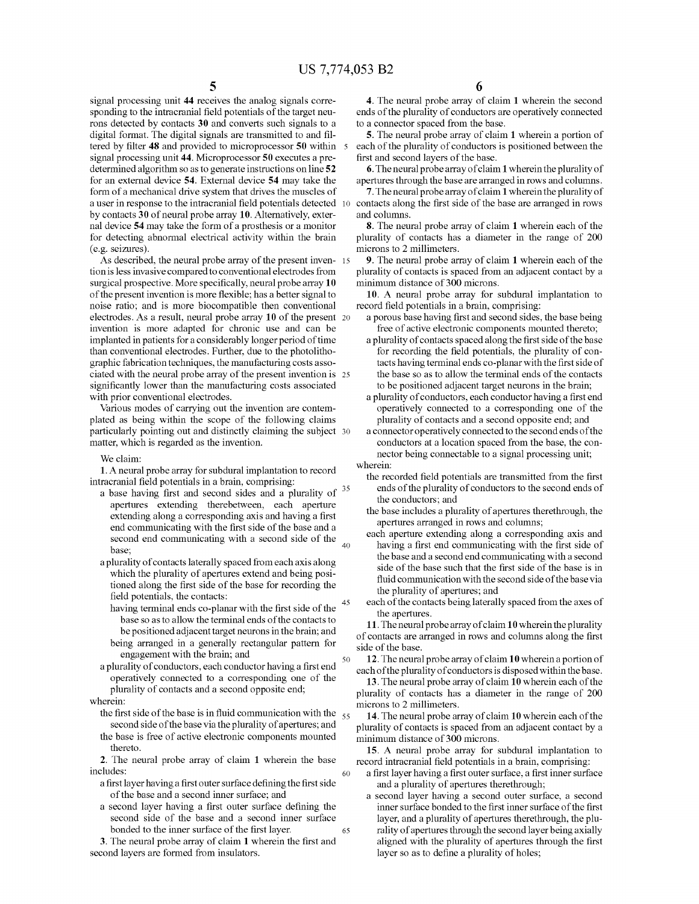signal processing unit **44** receives the analog signals corresponding to the intracranial field potentials of the target neurons detected by contacts **30** and converts such signals to a digital format. The digital signals are transmitted to and filtered by filter **48** and provided to microprocessor **50** within signal processing unit **44**. Microprocessor **50** executes a predetermined algorithm so as to generate instructions on line **52** for an external device **54**. External device **54** may take the form of a mechanical drive system that drives the muscles of a user in response to the intracranial field potentials detected by contacts **30** of neural probe array **10**. Alternatively, external device **54** may take the form of a prosthesis or a monitor for detecting abnormal electrical activity within the brain (e.g. seizures).

As described, the neural probe array of the present invention is less invasive compared to conventional electrodes from surgical prospective. More specifically, neural probe array **10** of the present invention is more flexible; has a better signal to noise ratio; and is more biocompatible then conventional electrodes. As a result, neural probe array **10** of the present invention is more adapted for chronic use and can be implanted in patients for a considerably longer period of time than conventional electrodes. Further, due to the photolithographic fabrication techniques, the manufacturing costs associated with the neural probe array of the present invention is significantly lower than the manufacturing costs associated with prior conventional electrodes.

Various modes of carrying out the invention are contemplated as being within the scope of the following claims particularly pointing out and distinctly claiming the subject matter, which is regarded as the invention.

We claim:

**1**. A neural probe array for subdural implantation to record intracranial field potentials in a brain, comprising:
- a base having first and second sides and a plurality of apertures extending therebetween, each aperture extending along a corresponding axis and having a first end communicating with the first side of the base and a second end communicating with a second side of the base;
- a plurality of contacts laterally spaced from each axis along which the plurality of apertures extend and being positioned along the first side of the base for recording the field potentials, the contacts:
  - having terminal ends co-planar with the first side of the base so as to allow the terminal ends of the contacts to be positioned adjacent target neurons in the brain; and
  - being arranged in a generally rectangular pattern for engagement with the brain; and
- a plurality of conductors, each conductor having a first end operatively connected to a corresponding one of the plurality of contacts and a second opposite end;

wherein:
- the first side of the base is in fluid communication with the second side of the base via the plurality of apertures; and
- the base is free of active electronic components mounted thereto.

**2**. The neural probe array of claim **1** wherein the base includes:
- a first layer having a first outer surface defining the first side of the base and a second inner surface; and
- a second layer having a first outer surface defining the second side of the base and a second inner surface bonded to the inner surface of the first layer.

**3**. The neural probe array of claim **1** wherein the first and second layers are formed from insulators.

**4**. The neural probe array of claim **1** wherein the second ends of the plurality of conductors are operatively connected to a connector spaced from the base.

**5**. The neural probe array of claim **1** wherein a portion of each of the plurality of conductors is positioned between the first and second layers of the base.

**6**. The neural probe array of claim **1** wherein the plurality of apertures through the base are arranged in rows and columns.

**7**. The neural probe array of claim **1** wherein the plurality of contacts along the first side of the base are arranged in rows and columns.

**8**. The neural probe array of claim **1** wherein each of the plurality of contacts has a diameter in the range of 200 microns to 2 millimeters.

**9**. The neural probe array of claim **1** wherein each of the plurality of contacts is spaced from an adjacent contact by a minimum distance of 300 microns.

**10**. A neural probe array for subdural implantation to record field potentials in a brain, comprising:
- a porous base having first and second sides, the base being free of active electronic components mounted thereto;
- a plurality of contacts spaced along the first side of the base for recording the field potentials, the plurality of contacts having terminal ends co-planar with the first side of the base so as to allow the terminal ends of the contacts to be positioned adjacent target neurons in the brain;
- a plurality of conductors, each conductor having a first end operatively connected to a corresponding one of the plurality of contacts and a second opposite end; and
- a connector operatively connected to the second ends of the conductors at a location spaced from the base, the connector being connectable to a signal processing unit;

wherein:
- the recorded field potentials are transmitted from the first ends of the plurality of conductors to the second ends of the conductors; and
- the base includes a plurality of apertures therethrough, the apertures arranged in rows and columns;
- each aperture extending along a corresponding axis and having a first end communicating with the first side of the base and a second end communicating with a second side of the base such that the first side of the base is in fluid communication with the second side of the base via the plurality of apertures; and
- each of the contacts being laterally spaced from the axes of the apertures.

**11**. The neural probe array of claim **10** wherein the plurality of contacts are arranged in rows and columns along the first side of the base.

**12**. The neural probe array of claim **10** wherein a portion of each of the plurality of conductors is disposed within the base.

**13**. The neural probe array of claim **10** wherein each of the plurality of contacts has a diameter in the range of 200 microns to 2 millimeters.

**14**. The neural probe array of claim **10** wherein each of the plurality of contacts is spaced from an adjacent contact by a minimum distance of 300 microns.

**15**. A neural probe array for subdural implantation to record intracranial field potentials in a brain, comprising:
- a first layer having a first outer surface, a first inner surface and a plurality of apertures therethrough;
- a second layer having a second outer surface, a second inner surface bonded to the first inner surface of the first layer, and a plurality of apertures therethrough, the plurality of apertures through the second layer being axially aligned with the plurality of apertures through the first layer so as to define a plurality of holes;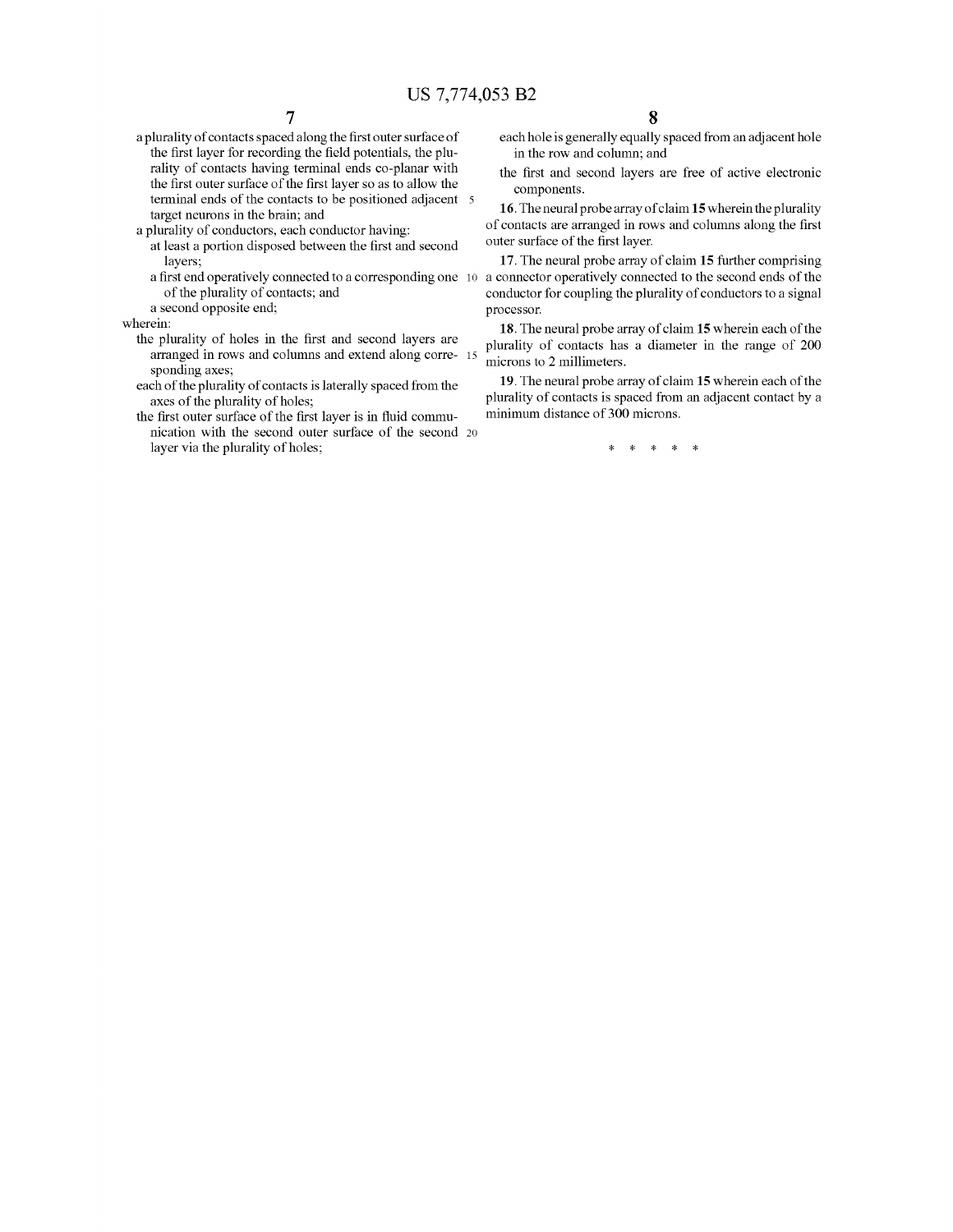a plurality of contacts spaced along the first outer surface of the first layer for recording the field potentials, the plurality of contacts having terminal ends co-planar with the first outer surface of the first layer so as to allow the terminal ends of the contacts to be positioned adjacent target neurons in the brain; and

a plurality of conductors, each conductor having:

at least a portion disposed between the first and second layers;

a first end operatively connected to a corresponding one of the plurality of contacts; and

a second opposite end;

wherein:

the plurality of holes in the first and second layers are arranged in rows and columns and extend along corresponding axes;

each of the plurality of contacts is laterally spaced from the axes of the plurality of holes;

the first outer surface of the first layer is in fluid communication with the second outer surface of the second layer via the plurality of holes;

each hole is generally equally spaced from an adjacent hole in the row and column; and

the first and second layers are free of active electronic components.

**16**. The neural probe array of claim **15** wherein the plurality of contacts are arranged in rows and columns along the first outer surface of the first layer.

**17**. The neural probe array of claim **15** further comprising a connector operatively connected to the second ends of the conductor for coupling the plurality of conductors to a signal processor.

**18**. The neural probe array of claim **15** wherein each of the plurality of contacts has a diameter in the range of 200 microns to 2 millimeters.

**19**. The neural probe array of claim **15** wherein each of the plurality of contacts is spaced from an adjacent contact by a minimum distance of 300 microns.

* * * * *